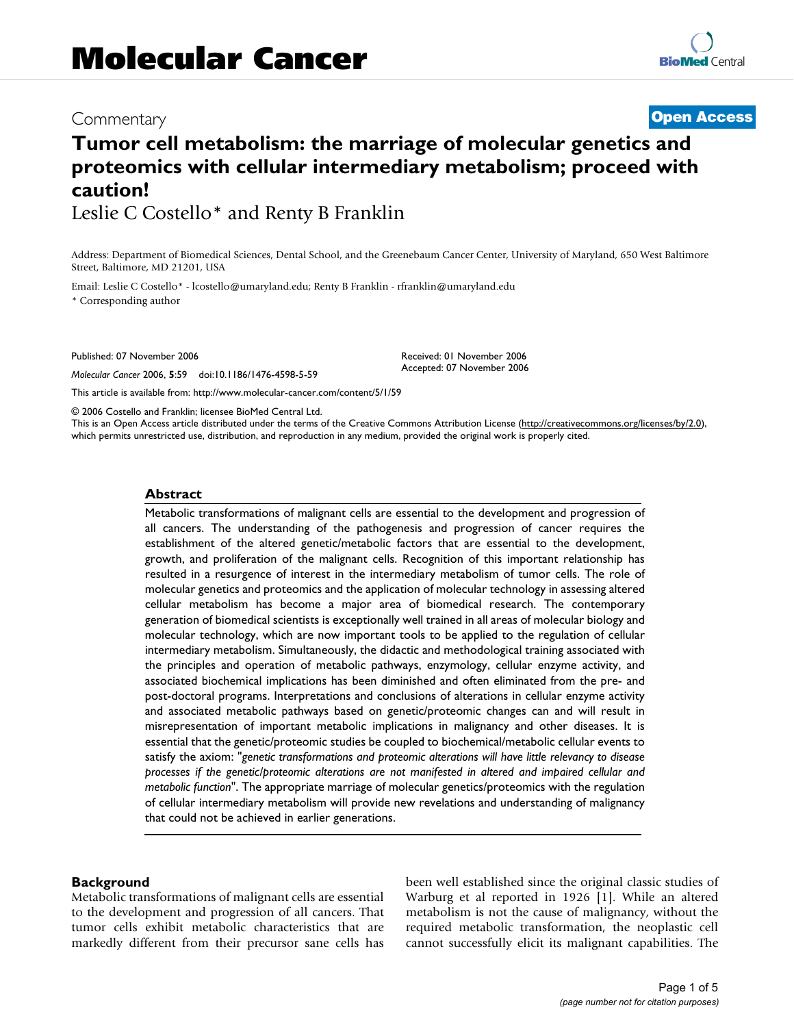# Molecular Cancer

Commentary

**Open Access**

# Tumor cell metabolism: the marriage of molecular genetics and proteomics with cellular intermediary metabolism; proceed with caution!

Leslie C Costello* and Renty B Franklin

Address: Department of Biomedical Sciences, Dental School, and the Greenebaum Cancer Center, University of Maryland, 650 West Baltimore Street, Baltimore, MD 21201, USA

Email: Leslie C Costello* - lcostello@umaryland.edu; Renty B Franklin - rfranklin@umaryland.edu

* Corresponding author

Published: 07 November 2006

*Molecular Cancer* 2006, **5**:59 doi:10.1186/1476-4598-5-59

Received: 01 November 2006
Accepted: 07 November 2006

This article is available from: http://www.molecular-cancer.com/content/5/1/59

© 2006 Costello and Franklin; licensee BioMed Central Ltd.
This is an Open Access article distributed under the terms of the Creative Commons Attribution License (http://creativecommons.org/licenses/by/2.0), which permits unrestricted use, distribution, and reproduction in any medium, provided the original work is properly cited.

## Abstract

Metabolic transformations of malignant cells are essential to the development and progression of all cancers. The understanding of the pathogenesis and progression of cancer requires the establishment of the altered genetic/metabolic factors that are essential to the development, growth, and proliferation of the malignant cells. Recognition of this important relationship has resulted in a resurgence of interest in the intermediary metabolism of tumor cells. The role of molecular genetics and proteomics and the application of molecular technology in assessing altered cellular metabolism has become a major area of biomedical research. The contemporary generation of biomedical scientists is exceptionally well trained in all areas of molecular biology and molecular technology, which are now important tools to be applied to the regulation of cellular intermediary metabolism. Simultaneously, the didactic and methodological training associated with the principles and operation of metabolic pathways, enzymology, cellular enzyme activity, and associated biochemical implications has been diminished and often eliminated from the pre- and post-doctoral programs. Interpretations and conclusions of alterations in cellular enzyme activity and associated metabolic pathways based on genetic/proteomic changes can and will result in misrepresentation of important metabolic implications in malignancy and other diseases. It is essential that the genetic/proteomic studies be coupled to biochemical/metabolic cellular events to satisfy the axiom: "*genetic transformations and proteomic alterations will have little relevancy to disease processes if the genetic/proteomic alterations are not manifested in altered and impaired cellular and metabolic function*". The appropriate marriage of molecular genetics/proteomics with the regulation of cellular intermediary metabolism will provide new revelations and understanding of malignancy that could not be achieved in earlier generations.

## Background

Metabolic transformations of malignant cells are essential to the development and progression of all cancers. That tumor cells exhibit metabolic characteristics that are markedly different from their precursor sane cells has been well established since the original classic studies of Warburg et al reported in 1926 [1]. While an altered metabolism is not the cause of malignancy, without the required metabolic transformation, the neoplastic cell cannot successfully elicit its malignant capabilities. The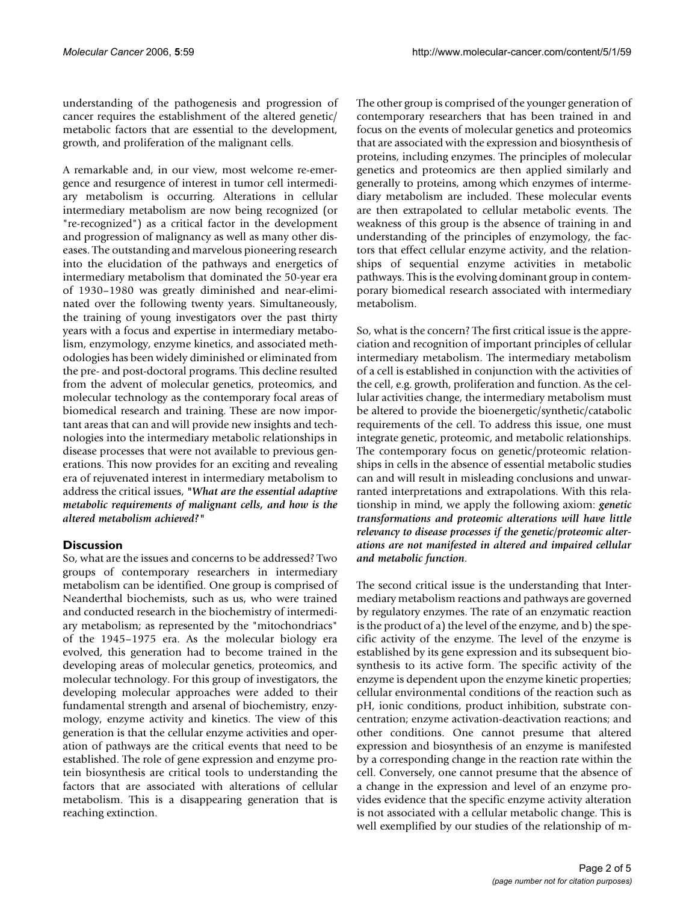understanding of the pathogenesis and progression of cancer requires the establishment of the altered genetic/ metabolic factors that are essential to the development, growth, and proliferation of the malignant cells.

A remarkable and, in our view, most welcome re-emergence and resurgence of interest in tumor cell intermediary metabolism is occurring. Alterations in cellular intermediary metabolism are now being recognized (or "re-recognized") as a critical factor in the development and progression of malignancy as well as many other diseases. The outstanding and marvelous pioneering research into the elucidation of the pathways and energetics of intermediary metabolism that dominated the 50-year era of 1930–1980 was greatly diminished and near-eliminated over the following twenty years. Simultaneously, the training of young investigators over the past thirty years with a focus and expertise in intermediary metabolism, enzymology, enzyme kinetics, and associated methodologies has been widely diminished or eliminated from the pre- and post-doctoral programs. This decline resulted from the advent of molecular genetics, proteomics, and molecular technology as the contemporary focal areas of biomedical research and training. These are now important areas that can and will provide new insights and technologies into the intermediary metabolic relationships in disease processes that were not available to previous generations. This now provides for an exciting and revealing era of rejuvenated interest in intermediary metabolism to address the critical issues, ***"What are the essential adaptive metabolic requirements of malignant cells, and how is the altered metabolism achieved?"***

## Discussion

So, what are the issues and concerns to be addressed? Two groups of contemporary researchers in intermediary metabolism can be identified. One group is comprised of Neanderthal biochemists, such as us, who were trained and conducted research in the biochemistry of intermediary metabolism; as represented by the "mitochondriacs" of the 1945–1975 era. As the molecular biology era evolved, this generation had to become trained in the developing areas of molecular genetics, proteomics, and molecular technology. For this group of investigators, the developing molecular approaches were added to their fundamental strength and arsenal of biochemistry, enzymology, enzyme activity and kinetics. The view of this generation is that the cellular enzyme activities and operation of pathways are the critical events that need to be established. The role of gene expression and enzyme protein biosynthesis are critical tools to understanding the factors that are associated with alterations of cellular metabolism. This is a disappearing generation that is reaching extinction.

The other group is comprised of the younger generation of contemporary researchers that has been trained in and focus on the events of molecular genetics and proteomics that are associated with the expression and biosynthesis of proteins, including enzymes. The principles of molecular genetics and proteomics are then applied similarly and generally to proteins, among which enzymes of intermediary metabolism are included. These molecular events are then extrapolated to cellular metabolic events. The weakness of this group is the absence of training in and understanding of the principles of enzymology, the factors that effect cellular enzyme activity, and the relationships of sequential enzyme activities in metabolic pathways. This is the evolving dominant group in contemporary biomedical research associated with intermediary metabolism.

So, what is the concern? The first critical issue is the appreciation and recognition of important principles of cellular intermediary metabolism. The intermediary metabolism of a cell is established in conjunction with the activities of the cell, e.g. growth, proliferation and function. As the cellular activities change, the intermediary metabolism must be altered to provide the bioenergetic/synthetic/catabolic requirements of the cell. To address this issue, one must integrate genetic, proteomic, and metabolic relationships. The contemporary focus on genetic/proteomic relationships in cells in the absence of essential metabolic studies can and will result in misleading conclusions and unwarranted interpretations and extrapolations. With this relationship in mind, we apply the following axiom: ***genetic transformations and proteomic alterations will have little relevancy to disease processes if the genetic/proteomic alterations are not manifested in altered and impaired cellular and metabolic function***.

The second critical issue is the understanding that Intermediary metabolism reactions and pathways are governed by regulatory enzymes. The rate of an enzymatic reaction is the product of a) the level of the enzyme, and b) the specific activity of the enzyme. The level of the enzyme is established by its gene expression and its subsequent biosynthesis to its active form. The specific activity of the enzyme is dependent upon the enzyme kinetic properties; cellular environmental conditions of the reaction such as pH, ionic conditions, product inhibition, substrate concentration; enzyme activation-deactivation reactions; and other conditions. One cannot presume that altered expression and biosynthesis of an enzyme is manifested by a corresponding change in the reaction rate within the cell. Conversely, one cannot presume that the absence of a change in the expression and level of an enzyme provides evidence that the specific enzyme activity alteration is not associated with a cellular metabolic change. This is well exemplified by our studies of the relationship of m-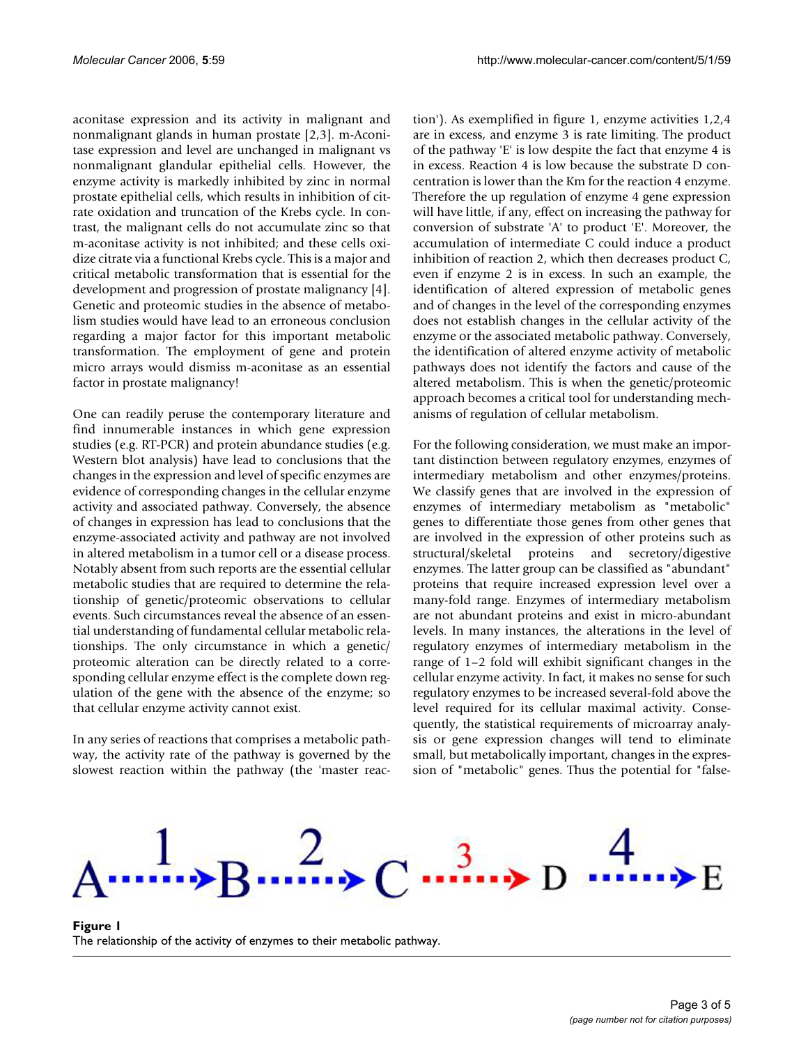aconitase expression and its activity in malignant and nonmalignant glands in human prostate [2,3]. m-Aconitase expression and level are unchanged in malignant vs nonmalignant glandular epithelial cells. However, the enzyme activity is markedly inhibited by zinc in normal prostate epithelial cells, which results in inhibition of citrate oxidation and truncation of the Krebs cycle. In contrast, the malignant cells do not accumulate zinc so that m-aconitase activity is not inhibited; and these cells oxidize citrate via a functional Krebs cycle. This is a major and critical metabolic transformation that is essential for the development and progression of prostate malignancy [4]. Genetic and proteomic studies in the absence of metabolism studies would have lead to an erroneous conclusion regarding a major factor for this important metabolic transformation. The employment of gene and protein micro arrays would dismiss m-aconitase as an essential factor in prostate malignancy!

One can readily peruse the contemporary literature and find innumerable instances in which gene expression studies (e.g. RT-PCR) and protein abundance studies (e.g. Western blot analysis) have lead to conclusions that the changes in the expression and level of specific enzymes are evidence of corresponding changes in the cellular enzyme activity and associated pathway. Conversely, the absence of changes in expression has lead to conclusions that the enzyme-associated activity and pathway are not involved in altered metabolism in a tumor cell or a disease process. Notably absent from such reports are the essential cellular metabolic studies that are required to determine the relationship of genetic/proteomic observations to cellular events. Such circumstances reveal the absence of an essential understanding of fundamental cellular metabolic relationships. The only circumstance in which a genetic/proteomic alteration can be directly related to a corresponding cellular enzyme effect is the complete down regulation of the gene with the absence of the enzyme; so that cellular enzyme activity cannot exist.

In any series of reactions that comprises a metabolic pathway, the activity rate of the pathway is governed by the slowest reaction within the pathway (the 'master reaction'). As exemplified in figure 1, enzyme activities 1,2,4 are in excess, and enzyme 3 is rate limiting. The product of the pathway 'E' is low despite the fact that enzyme 4 is in excess. Reaction 4 is low because the substrate D concentration is lower than the Km for the reaction 4 enzyme. Therefore the up regulation of enzyme 4 gene expression will have little, if any, effect on increasing the pathway for conversion of substrate 'A' to product 'E'. Moreover, the accumulation of intermediate C could induce a product inhibition of reaction 2, which then decreases product C, even if enzyme 2 is in excess. In such an example, the identification of altered expression of metabolic genes and of changes in the level of the corresponding enzymes does not establish changes in the cellular activity of the enzyme or the associated metabolic pathway. Conversely, the identification of altered enzyme activity of metabolic pathways does not identify the factors and cause of the altered metabolism. This is when the genetic/proteomic approach becomes a critical tool for understanding mechanisms of regulation of cellular metabolism.

For the following consideration, we must make an important distinction between regulatory enzymes, enzymes of intermediary metabolism and other enzymes/proteins. We classify genes that are involved in the expression of enzymes of intermediary metabolism as "metabolic" genes to differentiate those genes from other genes that are involved in the expression of other proteins such as structural/skeletal proteins and secretory/digestive enzymes. The latter group can be classified as "abundant" proteins that require increased expression level over a many-fold range. Enzymes of intermediary metabolism are not abundant proteins and exist in micro-abundant levels. In many instances, the alterations in the level of regulatory enzymes of intermediary metabolism in the range of 1–2 fold will exhibit significant changes in the cellular enzyme activity. In fact, it makes no sense for such regulatory enzymes to be increased several-fold above the level required for its cellular maximal activity. Consequently, the statistical requirements of microarray analysis or gene expression changes will tend to eliminate small, but metabolically important, changes in the expression of "metabolic" genes. Thus the potential for "false-

$$A \xrightarrow{1} B \xrightarrow{2} C \xrightarrow{3} D \xrightarrow{4} E$$

**Figure 1**
The relationship of the activity of enzymes to their metabolic pathway.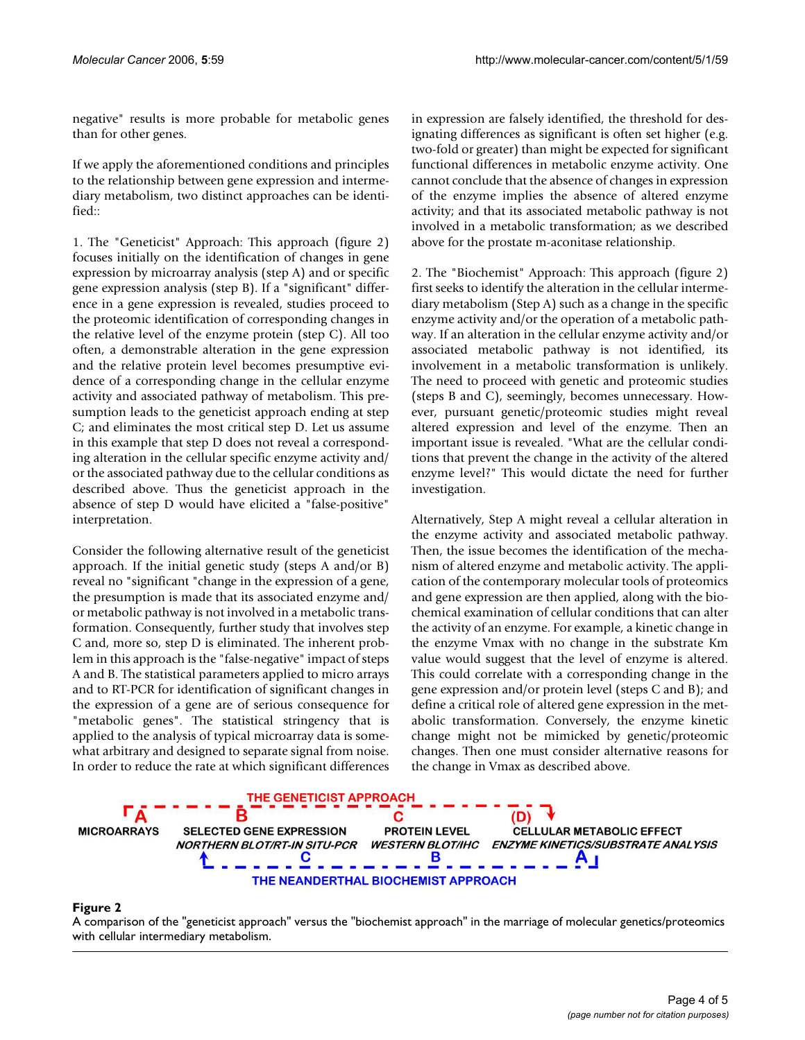negative" results is more probable for metabolic genes than for other genes.

If we apply the aforementioned conditions and principles to the relationship between gene expression and intermediary metabolism, two distinct approaches can be identified::

1. The "Geneticist" Approach: This approach (figure 2) focuses initially on the identification of changes in gene expression by microarray analysis (step A) and or specific gene expression analysis (step B). If a "significant" difference in a gene expression is revealed, studies proceed to the proteomic identification of corresponding changes in the relative level of the enzyme protein (step C). All too often, a demonstrable alteration in the gene expression and the relative protein level becomes presumptive evidence of a corresponding change in the cellular enzyme activity and associated pathway of metabolism. This presumption leads to the geneticist approach ending at step C; and eliminates the most critical step D. Let us assume in this example that step D does not reveal a corresponding alteration in the cellular specific enzyme activity and/or the associated pathway due to the cellular conditions as described above. Thus the geneticist approach in the absence of step D would have elicited a "false-positive" interpretation.

Consider the following alternative result of the geneticist approach. If the initial genetic study (steps A and/or B) reveal no "significant "change in the expression of a gene, the presumption is made that its associated enzyme and/or metabolic pathway is not involved in a metabolic transformation. Consequently, further study that involves step C and, more so, step D is eliminated. The inherent problem in this approach is the "false-negative" impact of steps A and B. The statistical parameters applied to micro arrays and to RT-PCR for identification of significant changes in the expression of a gene are of serious consequence for "metabolic genes". The statistical stringency that is applied to the analysis of typical microarray data is somewhat arbitrary and designed to separate signal from noise. In order to reduce the rate at which significant differences in expression are falsely identified, the threshold for designating differences as significant is often set higher (e.g. two-fold or greater) than might be expected for significant functional differences in metabolic enzyme activity. One cannot conclude that the absence of changes in expression of the enzyme implies the absence of altered enzyme activity; and that its associated metabolic pathway is not involved in a metabolic transformation; as we described above for the prostate m-aconitase relationship.

2. The "Biochemist" Approach: This approach (figure 2) first seeks to identify the alteration in the cellular intermediary metabolism (Step A) such as a change in the specific enzyme activity and/or the operation of a metabolic pathway. If an alteration in the cellular enzyme activity and/or associated metabolic pathway is not identified, its involvement in a metabolic transformation is unlikely. The need to proceed with genetic and proteomic studies (steps B and C), seemingly, becomes unnecessary. However, pursuant genetic/proteomic studies might reveal altered expression and level of the enzyme. Then an important issue is revealed. "What are the cellular conditions that prevent the change in the activity of the altered enzyme level?" This would dictate the need for further investigation.

Alternatively, Step A might reveal a cellular alteration in the enzyme activity and associated metabolic pathway. Then, the issue becomes the identification of the mechanism of altered enzyme and metabolic activity. The application of the contemporary molecular tools of proteomics and gene expression are then applied, along with the biochemical examination of cellular conditions that can alter the activity of an enzyme. For example, a kinetic change in the enzyme Vmax with no change in the substrate Km value would suggest that the level of enzyme is altered. This could correlate with a corresponding change in the gene expression and/or protein level (steps C and B); and define a critical role of altered gene expression in the metabolic transformation. Conversely, the enzyme kinetic change might not be mimicked by genetic/proteomic changes. Then one must consider alternative reasons for the change in Vmax as described above.

THE GENETICIST APPROACH

| A | B | C | (D) |
|---|---|---|---|
| MICROARRAYS | SELECTED GENE EXPRESSION | PROTEIN LEVEL | CELLULAR METABOLIC EFFECT |
| | *NORTHERN BLOT/RT-IN SITU-PCR* | *WESTERN BLOT/IHC* | *ENZYME KINETICS/SUBSTRATE ANALYSIS* |
| | C | B | A |

THE NEANDERTHAL BIOCHEMIST APPROACH

**Figure 2**
A comparison of the "geneticist approach" versus the "biochemist approach" in the marriage of molecular genetics/proteomics with cellular intermediary metabolism.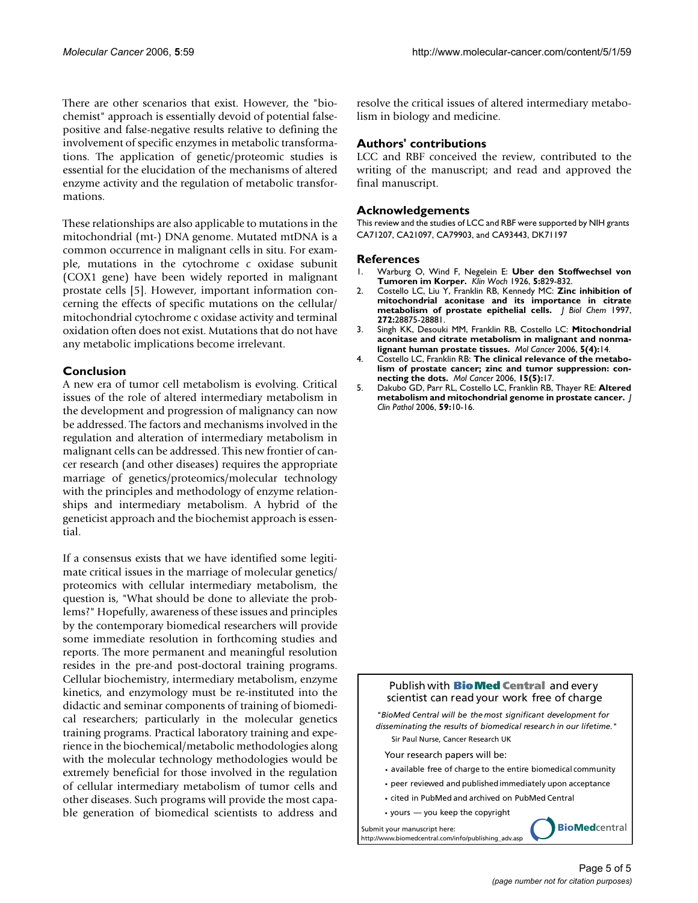There are other scenarios that exist. However, the "biochemist" approach is essentially devoid of potential false-positive and false-negative results relative to defining the involvement of specific enzymes in metabolic transformations. The application of genetic/proteomic studies is essential for the elucidation of the mechanisms of altered enzyme activity and the regulation of metabolic transformations.

These relationships are also applicable to mutations in the mitochondrial (mt-) DNA genome. Mutated mtDNA is a common occurrence in malignant cells in situ. For example, mutations in the cytochrome c oxidase subunit (COX1 gene) have been widely reported in malignant prostate cells [5]. However, important information concerning the effects of specific mutations on the cellular/mitochondrial cytochrome c oxidase activity and terminal oxidation often does not exist. Mutations that do not have any metabolic implications become irrelevant.

## Conclusion

A new era of tumor cell metabolism is evolving. Critical issues of the role of altered intermediary metabolism in the development and progression of malignancy can now be addressed. The factors and mechanisms involved in the regulation and alteration of intermediary metabolism in malignant cells can be addressed. This new frontier of cancer research (and other diseases) requires the appropriate marriage of genetics/proteomics/molecular technology with the principles and methodology of enzyme relationships and intermediary metabolism. A hybrid of the geneticist approach and the biochemist approach is essential.

If a consensus exists that we have identified some legitimate critical issues in the marriage of molecular genetics/proteomics with cellular intermediary metabolism, the question is, "What should be done to alleviate the problems?" Hopefully, awareness of these issues and principles by the contemporary biomedical researchers will provide some immediate resolution in forthcoming studies and reports. The more permanent and meaningful resolution resides in the pre-and post-doctoral training programs. Cellular biochemistry, intermediary metabolism, enzyme kinetics, and enzymology must be re-instituted into the didactic and seminar components of training of biomedical researchers; particularly in the molecular genetics training programs. Practical laboratory training and experience in the biochemical/metabolic methodologies along with the molecular technology methodologies would be extremely beneficial for those involved in the regulation of cellular intermediary metabolism of tumor cells and other diseases. Such programs will provide the most capable generation of biomedical scientists to address and resolve the critical issues of altered intermediary metabolism in biology and medicine.

## Authors' contributions

LCC and RBF conceived the review, contributed to the writing of the manuscript; and read and approved the final manuscript.

## Acknowledgements

This review and the studies of LCC and RBF were supported by NIH grants CA71207, CA21097, CA79903, and CA93443, DK71197

## References

1. Warburg O, Wind F, Negelein E: **Uber den Stoffwechsel von Tumoren im Korper.** *Klin Woch* 1926, **5:**829-832.
2. Costello LC, Liu Y, Franklin RB, Kennedy MC: **Zinc inhibition of mitochondrial aconitase and its importance in citrate metabolism of prostate epithelial cells.** *J Biol Chem* 1997, **272:**28875-28881.
3. Singh KK, Desouki MM, Franklin RB, Costello LC: **Mitochondrial aconitase and citrate metabolism in malignant and nonmalignant human prostate tissues.** *Mol Cancer* 2006, **5(4):**14.
4. Costello LC, Franklin RB: **The clinical relevance of the metabolism of prostate cancer; zinc and tumor suppression: connecting the dots.** *Mol Cancer* 2006, **15(5):**17.
5. Dakubo GD, Parr RL, Costello LC, Franklin RB, Thayer RE: **Altered metabolism and mitochondrial genome in prostate cancer.** *J Clin Pathol* 2006, **59:**10-16.

Publish with **BioMed Central** and every scientist can read your work free of charge

*"BioMed Central will be the most significant development for disseminating the results of biomedical research in our lifetime."*
Sir Paul Nurse, Cancer Research UK

Your research papers will be:

- available free of charge to the entire biomedical community
- peer reviewed and published immediately upon acceptance
- cited in PubMed and archived on PubMed Central
- yours — you keep the copyright

Submit your manuscript here:
http://www.biomedcentral.com/info/publishing_adv.asp

BioMedcentral